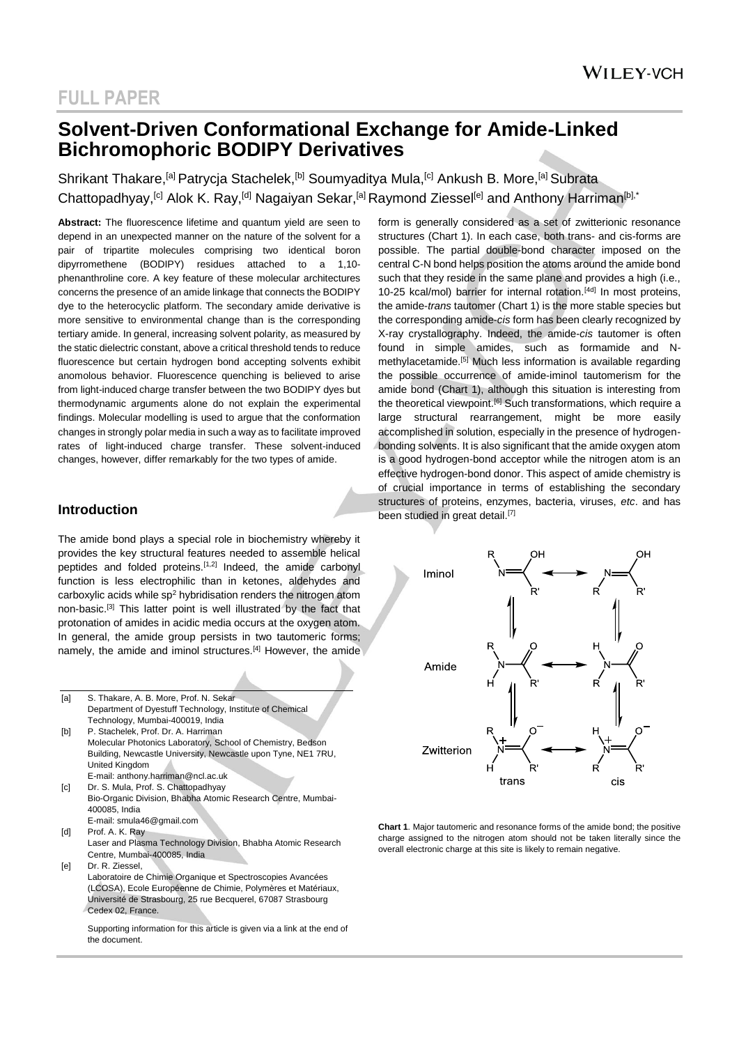# FULL PAPER

# Solvent-Driven Conformational Exchange for Amide-Linked Bichromophoric BODIPY Derivatives

Shrikant Thakare,[a] Patrycja Stachelek,[b] Soumyaditya Mula,[c] Ankush B. More,[a] Subrata Chattopadhyay,[c] Alok K. Ray,[d] Nagaiyan Sekar,[a] Raymond Ziessel[e] and Anthony Harriman[b],*

**Abstract:** The fluorescence lifetime and quantum yield are seen to depend in an unexpected manner on the nature of the solvent for a pair of tripartite molecules comprising two identical boron dipyrromethene (BODIPY) residues attached to a 1,10-phenanthroline core. A key feature of these molecular architectures concerns the presence of an amide linkage that connects the BODIPY dye to the heterocyclic platform. The secondary amide derivative is more sensitive to environmental change than is the corresponding tertiary amide. In general, increasing solvent polarity, as measured by the static dielectric constant, above a critical threshold tends to reduce fluorescence but certain hydrogen bond accepting solvents exhibit anomolous behavior. Fluorescence quenching is believed to arise from light-induced charge transfer between the two BODIPY dyes but thermodynamic arguments alone do not explain the experimental findings. Molecular modelling is used to argue that the conformation changes in strongly polar media in such a way as to facilitate improved rates of light-induced charge transfer. These solvent-induced changes, however, differ remarkably for the two types of amide.

## Introduction

The amide bond plays a special role in biochemistry whereby it provides the key structural features needed to assemble helical peptides and folded proteins.[1,2] Indeed, the amide carbonyl function is less electrophilic than in ketones, aldehydes and carboxylic acids while $sp^2$ hybridisation renders the nitrogen atom non-basic.[3] This latter point is well illustrated by the fact that protonation of amides in acidic media occurs at the oxygen atom. In general, the amide group persists in two tautomeric forms; namely, the amide and iminol structures.[4] However, the amide form is generally considered as a set of zwitterionic resonance structures (Chart 1). In each case, both trans- and cis-forms are possible. The partial double-bond character imposed on the central C-N bond helps position the atoms around the amide bond such that they reside in the same plane and provides a high (i.e., 10-25 kcal/mol) barrier for internal rotation.[4d] In most proteins, the amide-*trans* tautomer (Chart 1) is the more stable species but the corresponding amide-*cis* form has been clearly recognized by X-ray crystallography. Indeed, the amide-*cis* tautomer is often found in simple amides, such as formamide and N-methylacetamide.[5] Much less information is available regarding the possible occurrence of amide-iminol tautomerism for the amide bond (Chart 1), although this situation is interesting from the theoretical viewpoint.[6] Such transformations, which require a large structural rearrangement, might be more easily accomplished in solution, especially in the presence of hydrogen-bonding solvents. It is also significant that the amide oxygen atom is a good hydrogen-bond acceptor while the nitrogen atom is an effective hydrogen-bond donor. This aspect of amide chemistry is of crucial importance in terms of establishing the secondary structures of proteins, enzymes, bacteria, viruses, *etc*. and has been studied in great detail.[7]

**Chart 1**. Major tautomeric and resonance forms of the amide bond; the positive charge assigned to the nitrogen atom should not be taken literally since the overall electronic charge at this site is likely to remain negative.

[a] S. Thakare, A. B. More, Prof. N. Sekar
Department of Dyestuff Technology, Institute of Chemical Technology, Mumbai-400019, India

[b] P. Stachelek, Prof. Dr. A. Harriman
Molecular Photonics Laboratory, School of Chemistry, Bedson Building, Newcastle University, Newcastle upon Tyne, NE1 7RU, United Kingdom
E-mail: anthony.harriman@ncl.ac.uk

[c] Dr. S. Mula, Prof. S. Chattopadhyay
Bio-Organic Division, Bhabha Atomic Research Centre, Mumbai-400085, India
E-mail: smula46@gmail.com

[d] Prof. A. K. Ray
Laser and Plasma Technology Division, Bhabha Atomic Research Centre, Mumbai-400085, India

[e] Dr. R. Ziessel,
Laboratoire de Chimie Organique et Spectroscopies Avancées (LCOSA), Ecole Européenne de Chimie, Polymères et Matériaux, Université de Strasbourg, 25 rue Becquerel, 67087 Strasbourg Cedex 02, France.

Supporting information for this article is given via a link at the end of the document.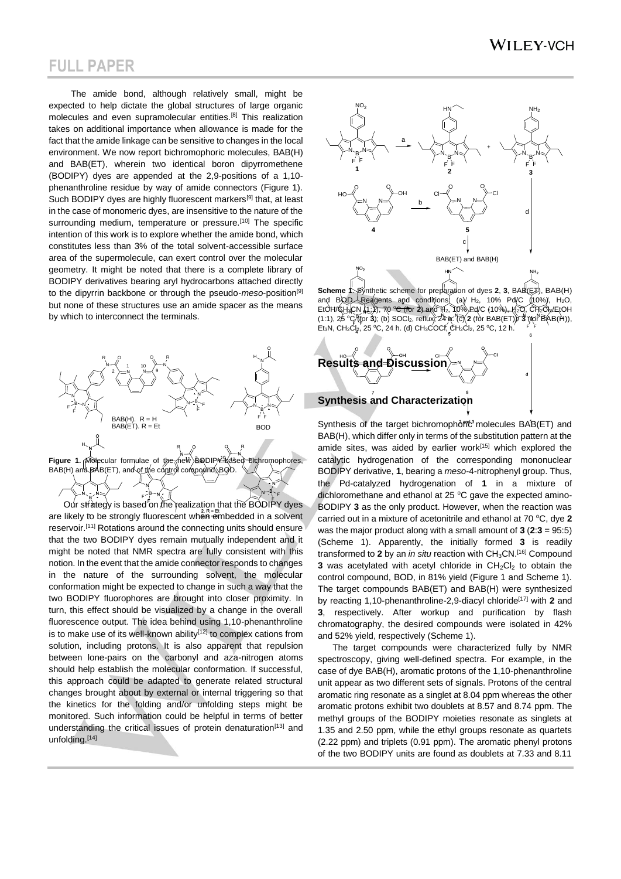## FULL PAPER

The amide bond, although relatively small, might be expected to help dictate the global structures of large organic molecules and even supramolecular entities.[8] This realization takes on additional importance when allowance is made for the fact that the amide linkage can be sensitive to changes in the local environment. We now report bichromophoric molecules, BAB(H) and BAB(ET), wherein two identical boron dipyrromethene (BODIPY) dyes are appended at the 2,9-positions of a 1,10-phenanthroline residue by way of amide connectors (Figure 1). Such BODIPY dyes are highly fluorescent markers[9] that, at least in the case of monomeric dyes, are insensitive to the nature of the surrounding medium, temperature or pressure.[10] The specific intention of this work is to explore whether the amide bond, which constitutes less than 3% of the total solvent-accessible surface area of the supermolecule, can exert control over the molecular geometry. It might be noted that there is a complete library of BODIPY derivatives bearing aryl hydrocarbons attached directly to the dipyrrin backbone or through the pseudo-*meso*-position[9] but none of these structures use an amide spacer as the means by which to interconnect the terminals.

**Figure 1.** Molecular formulae of the new BODIPY-based bichromophores, BAB(H) and BAB(ET), and of the control compound, BOD.

Our strategy is based on the realization that the BODIPY dyes are likely to be strongly fluorescent when embedded in a solvent reservoir.[11] Rotations around the connecting units should ensure that the two BODIPY dyes remain mutually independent and it might be noted that NMR spectra are fully consistent with this notion. In the event that the amide connector responds to changes in the nature of the surrounding solvent, the molecular conformation might be expected to change in such a way that the two BODIPY fluorophores are brought into closer proximity. In turn, this effect should be visualized by a change in the overall fluorescence output. The idea behind using 1,10-phenanthroline is to make use of its well-known ability[12] to complex cations from solution, including protons. It is also apparent that repulsion between lone-pairs on the carbonyl and aza-nitrogen atoms should help establish the molecular conformation. If successful, this approach could be adapted to generate related structural changes brought about by external or internal triggering so that the kinetics for the folding and/or unfolding steps might be monitored. Such information could be helpful in terms of better understanding the critical issues of protein denaturation[13] and unfolding.[14]

**Scheme 1**. Synthetic scheme for preparation of dyes **2**, **3**, BAB(ET), BAB(H) and BOD. Reagents and conditions: (a) $H_2$, 10% Pd/C (10%), $H_2O$, $EtOH/CH_3CN$ (1:1), 70 °C (for **2**) and $H_2$, 10% Pd/C (10%), $H_2O$, $CH_2Cl_2$/EtOH (1:1), 25 °C (for **3**); (b) $SOCl_2$, reflux, 24 h; (c) **2** (for BAB(ET)) or **3** (for BAB(H)), $Et_3N$, $CH_2Cl_2$, 25 °C, 24 h. (d) $CH_3COCl$, $CH_2Cl_2$, 25 °C, 12 h.

## Results and Discussion

### Synthesis and Characterization

Synthesis of the target bichromophoric molecules BAB(ET) and BAB(H), which differ only in terms of the substitution pattern at the amide sites, was aided by earlier work[15] which explored the catalytic hydrogenation of the corresponding mononuclear BODIPY derivative, **1**, bearing a *meso*-4-nitrophenyl group. Thus, the Pd-catalyzed hydrogenation of **1** in a mixture of dichloromethane and ethanol at 25 °C gave the expected amino-BODIPY **3** as the only product. However, when the reaction was carried out in a mixture of acetonitrile and ethanol at 70 °C, dye **2** was the major product along with a small amount of **3** (**2**:**3** = 95:5) (Scheme 1). Apparently, the initially formed **3** is readily transformed to **2** by an *in situ* reaction with $CH_3CN$.[16] Compound **3** was acetylated with acetyl chloride in $CH_2Cl_2$ to obtain the control compound, BOD, in 81% yield (Figure 1 and Scheme 1). The target compounds BAB(ET) and BAB(H) were synthesized by reacting 1,10-phenanthroline-2,9-diacyl chloride[17] with **2** and **3**, respectively. After workup and purification by flash chromatography, the desired compounds were isolated in 42% and 52% yield, respectively (Scheme 1).

The target compounds were characterized fully by NMR spectroscopy, giving well-defined spectra. For example, in the case of dye BAB(H), aromatic protons of the 1,10-phenanthroline unit appear as two different sets of signals. Protons of the central aromatic ring resonate as a singlet at 8.04 ppm whereas the other aromatic protons exhibit two doublets at 8.57 and 8.74 ppm. The methyl groups of the BODIPY moieties resonate as singlets at 1.35 and 2.50 ppm, while the ethyl groups resonate as quartets (2.22 ppm) and triplets (0.91 ppm). The aromatic phenyl protons of the two BODIPY units are found as doublets at 7.33 and 8.11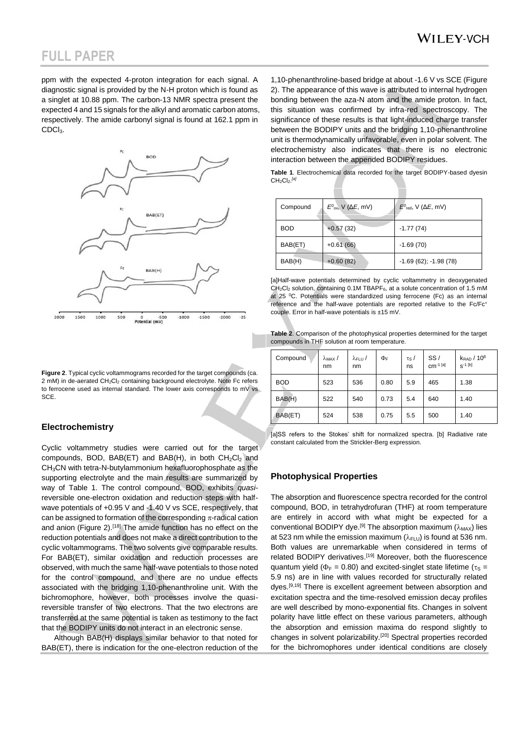ppm with the expected 4-proton integration for each signal. A diagnostic signal is provided by the N-H proton which is found as a singlet at 10.88 ppm. The carbon-13 NMR spectra present the expected 4 and 15 signals for the alkyl and aromatic carbon atoms, respectively. The amide carbonyl signal is found at 162.1 ppm in $CDCl_3$.

**Figure 2**. Typical cyclic voltammograms recorded for the target compounds (ca. 2 mM) in de-aerated $CH_2Cl_2$ containing background electrolyte. Note Fc refers to ferrocene used as internal standard. The lower axis corresponds to mV vs SCE.

## Electrochemistry

Cyclic voltammetry studies were carried out for the target compounds, BOD, BAB(ET) and BAB(H), in both $CH_2Cl_2$ and $CH_3CN$ with tetra-N-butylammonium hexafluorophosphate as the supporting electrolyte and the main results are summarized by way of Table 1. The control compound, BOD, exhibits *quasi*-reversible one-electron oxidation and reduction steps with half-wave potentials of +0.95 V and -1.40 V vs SCE, respectively, that can be assigned to formation of the corresponding $\pi$-radical cation and anion (Figure 2).[18] The amide function has no effect on the reduction potentials and does not make a direct contribution to the cyclic voltammograms. The two solvents give comparable results. For BAB(ET), similar oxidation and reduction processes are observed, with much the same half-wave potentials to those noted for the control compound, and there are no undue effects associated with the bridging 1,10-phenanthroline unit. With the bichromophore, however, both processes involve the quasi-reversible transfer of two electrons. That the two electrons are transferred at the same potential is taken as testimony to the fact that the BODIPY units do not interact in an electronic sense.

Although BAB(H) displays similar behavior to that noted for BAB(ET), there is indication for the one-electron reduction of the 1,10-phenanthroline-based bridge at about -1.6 V vs SCE (Figure 2). The appearance of this wave is attributed to internal hydrogen bonding between the aza-N atom and the amide proton. In fact, this situation was confirmed by infra-red spectroscopy. The significance of these results is that light-induced charge transfer between the BODIPY units and the bridging 1,10-phenanthroline unit is thermodynamically unfavorable, even in polar solvent. The electrochemistry also indicates that there is no electronic interaction between the appended BODIPY residues.

**Table 1**. Electrochemical data recorded for the target BODIPY-based dyesin $CH_2Cl_2$.[a]

| Compound | $E^0_{ox}$, V ($\Delta E$, mV) | $E^0_{red}$, V ($\Delta E$, mV) |
|---|---|---|
| BOD | +0.57 (32) | -1.77 (74) |
| BAB(ET) | +0.61 (66) | -1.69 (70) |
| BAB(H) | +0.60 (82) | -1.69 (62); -1.98 (78) |

[a]Half-wave potentials determined by cyclic voltammetry in deoxygenated $CH_2Cl_2$ solution, containing 0.1M $TBAPF_6$, at a solute concentration of 1.5 mM at 25 °C. Potentials were standardized using ferrocene (Fc) as an internal reference and the half-wave potentials are reported relative to the $Fc/Fc^+$ couple. Error in half-wave potentials is ±15 mV.

**Table 2**. Comparison of the photophysical properties determined for the target compounds in THF solution at room temperature.

| Compound | $\lambda_{MAX}$ / nm | $\lambda_{FLU}$ / nm | $\Phi_F$ | $\tau_S$ / ns | SS / $cm^{-1}$ [a] | $k_{RAD}$ / $10^8$ $s^{-1}$ [b] |
|---|---|---|---|---|---|---|
| BOD | 523 | 536 | 0.80 | 5.9 | 465 | 1.38 |
| BAB(H) | 522 | 540 | 0.73 | 5.4 | 640 | 1.40 |
| BAB(ET) | 524 | 538 | 0.75 | 5.5 | 500 | 1.40 |

[a]SS refers to the Stokes' shift for normalized spectra. [b] Radiative rate constant calculated from the Strickler-Berg expression.

## Photophysical Properties

The absorption and fluorescence spectra recorded for the control compound, BOD, in tetrahydrofuran (THF) at room temperature are entirely in accord with what might be expected for a conventional BODIPY dye.[9] The absorption maximum ($\lambda_{MAX}$) lies at 523 nm while the emission maximum ($\lambda_{FLU}$) is found at 536 nm. Both values are unremarkable when considered in terms of related BODIPY derivatives.[19] Moreover, both the fluorescence quantum yield ($\Phi_F$ = 0.80) and excited-singlet state lifetime ($\tau_S$ = 5.9 ns) are in line with values recorded for structurally related dyes.[9,19] There is excellent agreement between absorption and excitation spectra and the time-resolved emission decay profiles are well described by mono-exponential fits. Changes in solvent polarity have little effect on these various parameters, although the absorption and emission maxima do respond slightly to changes in solvent polarizability.[20] Spectral properties recorded for the bichromophores under identical conditions are closely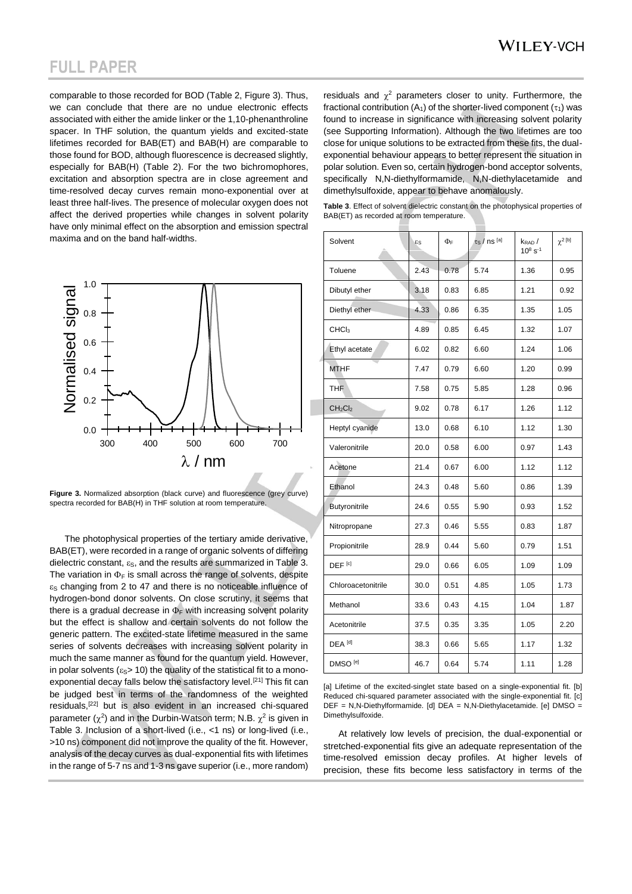comparable to those recorded for BOD (Table 2, Figure 3). Thus, we can conclude that there are no undue electronic effects associated with either the amide linker or the 1,10-phenanthroline spacer. In THF solution, the quantum yields and excited-state lifetimes recorded for BAB(ET) and BAB(H) are comparable to those found for BOD, although fluorescence is decreased slightly, especially for BAB(H) (Table 2). For the two bichromophores, excitation and absorption spectra are in close agreement and time-resolved decay curves remain mono-exponential over at least three half-lives. The presence of molecular oxygen does not affect the derived properties while changes in solvent polarity have only minimal effect on the absorption and emission spectral maxima and on the band half-widths.

**Figure 3.** Normalized absorption (black curve) and fluorescence (grey curve) spectra recorded for BAB(H) in THF solution at room temperature.

The photophysical properties of the tertiary amide derivative, BAB(ET), were recorded in a range of organic solvents of differing dielectric constant, $\varepsilon_S$, and the results are summarized in Table 3. The variation in $\Phi_F$ is small across the range of solvents, despite $\varepsilon_S$ changing from 2 to 47 and there is no noticeable influence of hydrogen-bond donor solvents. On close scrutiny, it seems that there is a gradual decrease in $\Phi_F$ with increasing solvent polarity but the effect is shallow and certain solvents do not follow the generic pattern. The excited-state lifetime measured in the same series of solvents decreases with increasing solvent polarity in much the same manner as found for the quantum yield. However, in polar solvents ($\varepsilon_S$> 10) the quality of the statistical fit to a mono-exponential decay falls below the satisfactory level.[21] This fit can be judged best in terms of the randomness of the weighted residuals,[22] but is also evident in an increased chi-squared parameter ($\chi^2$) and in the Durbin-Watson term; N.B. $\chi^2$ is given in Table 3. Inclusion of a short-lived (i.e., <1 ns) or long-lived (i.e., >10 ns) component did not improve the quality of the fit. However, analysis of the decay curves as dual-exponential fits with lifetimes in the range of 5-7 ns and 1-3 ns gave superior (i.e., more random) residuals and $\chi^2$ parameters closer to unity. Furthermore, the fractional contribution ($A_1$) of the shorter-lived component ($\tau_1$) was found to increase in significance with increasing solvent polarity (see Supporting Information). Although the two lifetimes are too close for unique solutions to be extracted from these fits, the dual-exponential behaviour appears to better represent the situation in polar solution. Even so, certain hydrogen-bond acceptor solvents, specifically N,N-diethylformamide, N,N-diethylacetamide and dimethylsulfoxide, appear to behave anomalously.

**Table 3**. Effect of solvent dielectric constant on the photophysical properties of BAB(ET) as recorded at room temperature.

| Solvent | $\varepsilon_S$ | $\Phi_F$ | $\tau_S$ / ns [a] | $k_{RAD}$ / $10^8$ $s^{-1}$ | $\chi^2$ [b] |
|---|---|---|---|---|---|
| Toluene | 2.43 | 0.78 | 5.74 | 1.36 | 0.95 |
| Dibutyl ether | 3.18 | 0.83 | 6.85 | 1.21 | 0.92 |
| Diethyl ether | 4.33 | 0.86 | 6.35 | 1.35 | 1.05 |
| $CHCl_3$ | 4.89 | 0.85 | 6.45 | 1.32 | 1.07 |
| Ethyl acetate | 6.02 | 0.82 | 6.60 | 1.24 | 1.06 |
| MTHF | 7.47 | 0.79 | 6.60 | 1.20 | 0.99 |
| THF | 7.58 | 0.75 | 5.85 | 1.28 | 0.96 |
| $CH_2Cl_2$ | 9.02 | 0.78 | 6.17 | 1.26 | 1.12 |
| Heptyl cyanide | 13.0 | 0.68 | 6.10 | 1.12 | 1.30 |
| Valeronitrile | 20.0 | 0.58 | 6.00 | 0.97 | 1.43 |
| Acetone | 21.4 | 0.67 | 6.00 | 1.12 | 1.12 |
| Ethanol | 24.3 | 0.48 | 5.60 | 0.86 | 1.39 |
| Butyronitrile | 24.6 | 0.55 | 5.90 | 0.93 | 1.52 |
| Nitropropane | 27.3 | 0.46 | 5.55 | 0.83 | 1.87 |
| Propionitrile | 28.9 | 0.44 | 5.60 | 0.79 | 1.51 |
| DEF [c] | 29.0 | 0.66 | 6.05 | 1.09 | 1.09 |
| Chloroacetonitrile | 30.0 | 0.51 | 4.85 | 1.05 | 1.73 |
| Methanol | 33.6 | 0.43 | 4.15 | 1.04 | 1.87 |
| Acetonitrile | 37.5 | 0.35 | 3.35 | 1.05 | 2.20 |
| DEA [d] | 38.3 | 0.66 | 5.65 | 1.17 | 1.32 |
| DMSO [e] | 46.7 | 0.64 | 5.74 | 1.11 | 1.28 |

[a] Lifetime of the excited-singlet state based on a single-exponential fit. [b] Reduced chi-squared parameter associated with the single-exponential fit. [c] DEF = N,N-Diethylformamide. [d] DEA = N,N-Diethylacetamide. [e] DMSO = Dimethylsulfoxide.

At relatively low levels of precision, the dual-exponential or stretched-exponential fits give an adequate representation of the time-resolved emission decay profiles. At higher levels of precision, these fits become less satisfactory in terms of the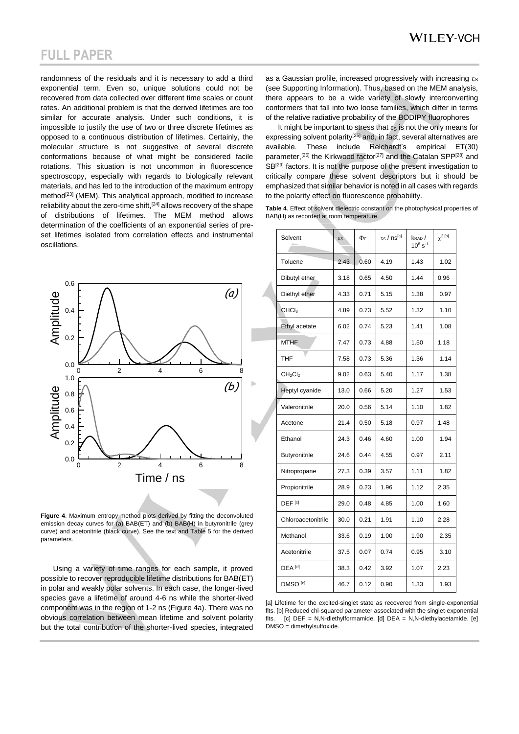randomness of the residuals and it is necessary to add a third exponential term. Even so, unique solutions could not be recovered from data collected over different time scales or count rates. An additional problem is that the derived lifetimes are too similar for accurate analysis. Under such conditions, it is impossible to justify the use of two or three discrete lifetimes as opposed to a continuous distribution of lifetimes. Certainly, the molecular structure is not suggestive of several discrete conformations because of what might be considered facile rotations. This situation is not uncommon in fluorescence spectroscopy, especially with regards to biologically relevant materials, and has led to the introduction of the maximum entropy method[23] (MEM). This analytical approach, modified to increase reliability about the zero-time shift,[24] allows recovery of the shape of distributions of lifetimes. The MEM method allows determination of the coefficients of an exponential series of pre-set lifetimes isolated from correlation effects and instrumental oscillations.

**Figure 4**. Maximum entropy method plots derived by fitting the deconvoluted emission decay curves for (a) BAB(ET) and (b) BAB(H) in butyronitrile (grey curve) and acetonitrile (black curve). See the text and Table 5 for the derived parameters.

Using a variety of time ranges for each sample, it proved possible to recover reproducible lifetime distributions for BAB(ET) in polar and weakly polar solvents. In each case, the longer-lived species gave a lifetime of around 4-6 ns while the shorter-lived component was in the region of 1-2 ns (Figure 4a). There was no obvious correlation between mean lifetime and solvent polarity but the total contribution of the shorter-lived species, integrated as a Gaussian profile, increased progressively with increasing $\varepsilon_S$ (see Supporting Information). Thus, based on the MEM analysis, there appears to be a wide variety of slowly interconverting conformers that fall into two loose families, which differ in terms of the relative radiative probability of the BODIPY fluorophores

It might be important to stress that $\varepsilon_S$ is not the only means for expressing solvent polarity[25] and, in fact, several alternatives are available. These include Reichardt's empirical ET(30) parameter,[26] the Kirkwood factor[27] and the Catalan SPP[28] and SB[29] factors. It is not the purpose of the present investigation to critically compare these solvent descriptors but it should be emphasized that similar behavior is noted in all cases with regards to the polarity effect on fluorescence probability.

**Table 4**. Effect of solvent dielectric constant on the photophysical properties of BAB(H) as recorded at room temperature.

| Solvent | $\varepsilon_S$ | $\Phi_F$ | $\tau_S$ / ns[a] | $k_{RAD}$ / $10^8$ $s^{-1}$ | $\chi^2$ [b] |
|---|---|---|---|---|---|
| Toluene | 2.43 | 0.60 | 4.19 | 1.43 | 1.02 |
| Dibutyl ether | 3.18 | 0.65 | 4.50 | 1.44 | 0.96 |
| Diethyl ether | 4.33 | 0.71 | 5.15 | 1.38 | 0.97 |
| $CHCl_3$ | 4.89 | 0.73 | 5.52 | 1.32 | 1.10 |
| Ethyl acetate | 6.02 | 0.74 | 5.23 | 1.41 | 1.08 |
| MTHF | 7.47 | 0.73 | 4.88 | 1.50 | 1.18 |
| THF | 7.58 | 0.73 | 5.36 | 1.36 | 1.14 |
| $CH_2Cl_2$ | 9.02 | 0.63 | 5.40 | 1.17 | 1.38 |
| Heptyl cyanide | 13.0 | 0.66 | 5.20 | 1.27 | 1.53 |
| Valeronitrile | 20.0 | 0.56 | 5.14 | 1.10 | 1.82 |
| Acetone | 21.4 | 0.50 | 5.18 | 0.97 | 1.48 |
| Ethanol | 24.3 | 0.46 | 4.60 | 1.00 | 1.94 |
| Butyronitrile | 24.6 | 0.44 | 4.55 | 0.97 | 2.11 |
| Nitropropane | 27.3 | 0.39 | 3.57 | 1.11 | 1.82 |
| Propionitrile | 28.9 | 0.23 | 1.96 | 1.12 | 2.35 |
| DEF [c] | 29.0 | 0.48 | 4.85 | 1.00 | 1.60 |
| Chloroacetonitrile | 30.0 | 0.21 | 1.91 | 1.10 | 2.28 |
| Methanol | 33.6 | 0.19 | 1.00 | 1.90 | 2.35 |
| Acetonitrile | 37.5 | 0.07 | 0.74 | 0.95 | 3.10 |
| DEA [d] | 38.3 | 0.42 | 3.92 | 1.07 | 2.23 |
| DMSO [e] | 46.7 | 0.12 | 0.90 | 1.33 | 1.93 |

[a] Lifetime for the excited-singlet state as recovered from single-exponential fits. [b] Reduced chi-squared parameter associated with the singlet-exponential fits. [c] DEF = N,N-diethylformamide. [d] DEA = N,N-diethylacetamide. [e] DMSO = dimethylsulfoxide.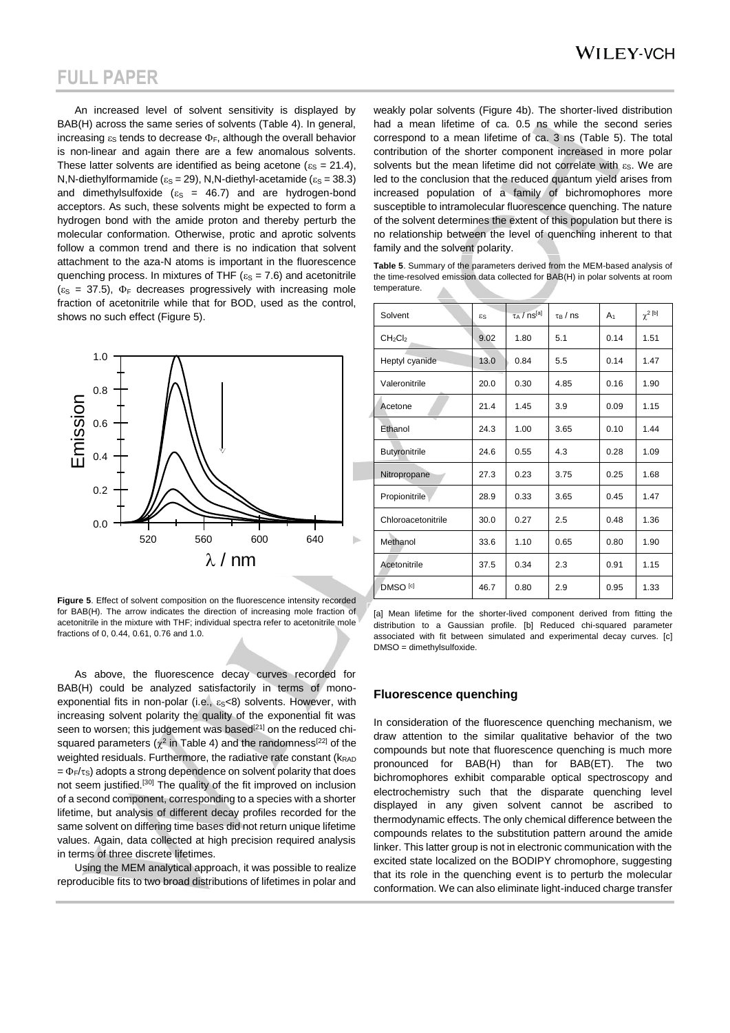An increased level of solvent sensitivity is displayed by BAB(H) across the same series of solvents (Table 4). In general, increasing $\varepsilon_S$ tends to decrease $\Phi_F$, although the overall behavior is non-linear and again there are a few anomalous solvents. These latter solvents are identified as being acetone ($\varepsilon_S$ = 21.4), N,N-diethylformamide ($\varepsilon_S$ = 29), N,N-diethyl-acetamide ($\varepsilon_S$ = 38.3) and dimethylsulfoxide ($\varepsilon_S$ = 46.7) and are hydrogen-bond acceptors. As such, these solvents might be expected to form a hydrogen bond with the amide proton and thereby perturb the molecular conformation. Otherwise, protic and aprotic solvents follow a common trend and there is no indication that solvent attachment to the aza-N atoms is important in the fluorescence quenching process. In mixtures of THF ($\varepsilon_S$ = 7.6) and acetonitrile ($\varepsilon_S$ = 37.5), $\Phi_F$ decreases progressively with increasing mole fraction of acetonitrile while that for BOD, used as the control, shows no such effect (Figure 5).

**Figure 5**. Effect of solvent composition on the fluorescence intensity recorded for BAB(H). The arrow indicates the direction of increasing mole fraction of acetonitrile in the mixture with THF; individual spectra refer to acetonitrile mole fractions of 0, 0.44, 0.61, 0.76 and 1.0.

As above, the fluorescence decay curves recorded for BAB(H) could be analyzed satisfactorily in terms of mono-exponential fits in non-polar (i.e., $\varepsilon_S$<8) solvents. However, with increasing solvent polarity the quality of the exponential fit was seen to worsen; this judgement was based[21] on the reduced chi-squared parameters ($\chi^2$ in Table 4) and the randomness[22] of the weighted residuals. Furthermore, the radiative rate constant ($k_{RAD} = \Phi_F/\tau_S$) adopts a strong dependence on solvent polarity that does not seem justified.[30] The quality of the fit improved on inclusion of a second component, corresponding to a species with a shorter lifetime, but analysis of different decay profiles recorded for the same solvent on differing time bases did not return unique lifetime values. Again, data collected at high precision required analysis in terms of three discrete lifetimes.

Using the MEM analytical approach, it was possible to realize reproducible fits to two broad distributions of lifetimes in polar and weakly polar solvents (Figure 4b). The shorter-lived distribution had a mean lifetime of ca. 0.5 ns while the second series correspond to a mean lifetime of ca. 3 ns (Table 5). The total contribution of the shorter component increased in more polar solvents but the mean lifetime did not correlate with $\varepsilon_S$. We are led to the conclusion that the reduced quantum yield arises from increased population of a family of bichromophores more susceptible to intramolecular fluorescence quenching. The nature of the solvent determines the extent of this population but there is no relationship between the level of quenching inherent to that family and the solvent polarity.

**Table 5**. Summary of the parameters derived from the MEM-based analysis of the time-resolved emission data collected for BAB(H) in polar solvents at room temperature.

| Solvent | $\varepsilon_S$ | $\tau_A$ / ns[a] | $\tau_B$ / ns | $A_1$ | $\chi^2$ [b] |
|---|---|---|---|---|---|
| $CH_2Cl_2$ | 9.02 | 1.80 | 5.1 | 0.14 | 1.51 |
| Heptyl cyanide | 13.0 | 0.84 | 5.5 | 0.14 | 1.47 |
| Valeronitrile | 20.0 | 0.30 | 4.85 | 0.16 | 1.90 |
| Acetone | 21.4 | 1.45 | 3.9 | 0.09 | 1.15 |
| Ethanol | 24.3 | 1.00 | 3.65 | 0.10 | 1.44 |
| Butyronitrile | 24.6 | 0.55 | 4.3 | 0.28 | 1.09 |
| Nitropropane | 27.3 | 0.23 | 3.75 | 0.25 | 1.68 |
| Propionitrile | 28.9 | 0.33 | 3.65 | 0.45 | 1.47 |
| Chloroacetonitrile | 30.0 | 0.27 | 2.5 | 0.48 | 1.36 |
| Methanol | 33.6 | 1.10 | 0.65 | 0.80 | 1.90 |
| Acetonitrile | 37.5 | 0.34 | 2.3 | 0.91 | 1.15 |
| DMSO [c] | 46.7 | 0.80 | 2.9 | 0.95 | 1.33 |

[a] Mean lifetime for the shorter-lived component derived from fitting the distribution to a Gaussian profile. [b] Reduced chi-squared parameter associated with fit between simulated and experimental decay curves. [c] DMSO = dimethylsulfoxide.

## Fluorescence quenching

In consideration of the fluorescence quenching mechanism, we draw attention to the similar qualitative behavior of the two compounds but note that fluorescence quenching is much more pronounced for BAB(H) than for BAB(ET). The two bichromophores exhibit comparable optical spectroscopy and electrochemistry such that the disparate quenching level displayed in any given solvent cannot be ascribed to thermodynamic effects. The only chemical difference between the compounds relates to the substitution pattern around the amide linker. This latter group is not in electronic communication with the excited state localized on the BODIPY chromophore, suggesting that its role in the quenching event is to perturb the molecular conformation. We can also eliminate light-induced charge transfer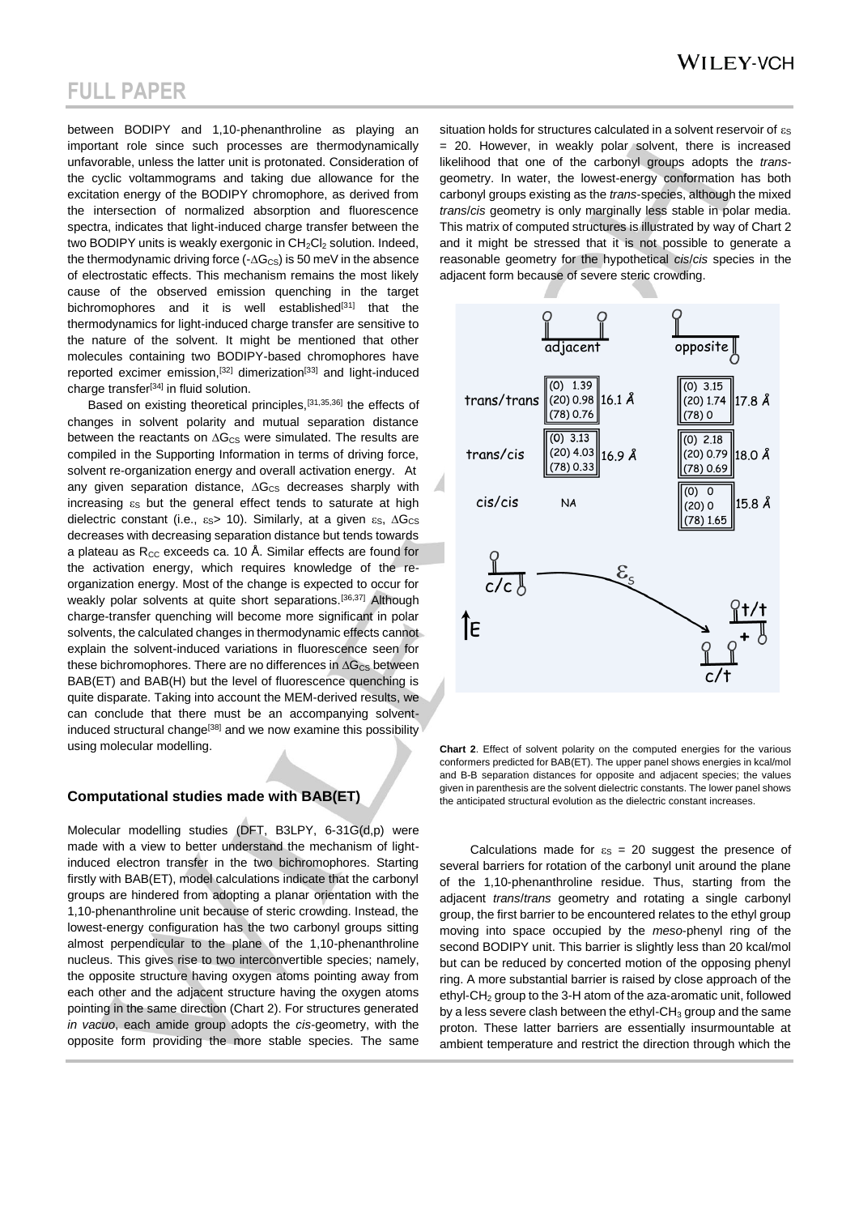between BODIPY and 1,10-phenanthroline as playing an important role since such processes are thermodynamically unfavorable, unless the latter unit is protonated. Consideration of the cyclic voltammograms and taking due allowance for the excitation energy of the BODIPY chromophore, as derived from the intersection of normalized absorption and fluorescence spectra, indicates that light-induced charge transfer between the two BODIPY units is weakly exergonic in $CH_2Cl_2$ solution. Indeed, the thermodynamic driving force ($-\Delta G_{CS}$) is 50 meV in the absence of electrostatic effects. This mechanism remains the most likely cause of the observed emission quenching in the target bichromophores and it is well established[31] that the thermodynamics for light-induced charge transfer are sensitive to the nature of the solvent. It might be mentioned that other molecules containing two BODIPY-based chromophores have reported excimer emission,[32] dimerization[33] and light-induced charge transfer[34] in fluid solution.

Based on existing theoretical principles,[31,35,36] the effects of changes in solvent polarity and mutual separation distance between the reactants on $\Delta G_{CS}$ were simulated. The results are compiled in the Supporting Information in terms of driving force, solvent re-organization energy and overall activation energy. At any given separation distance, $\Delta G_{CS}$ decreases sharply with increasing $\varepsilon_S$ but the general effect tends to saturate at high dielectric constant (i.e., $\varepsilon_S > 10$). Similarly, at a given $\varepsilon_S$, $\Delta G_{CS}$ decreases with decreasing separation distance but tends towards a plateau as $R_{CC}$ exceeds ca. 10 Å. Similar effects are found for the activation energy, which requires knowledge of the re-organization energy. Most of the change is expected to occur for weakly polar solvents at quite short separations.[36,37] Although charge-transfer quenching will become more significant in polar solvents, the calculated changes in thermodynamic effects cannot explain the solvent-induced variations in fluorescence seen for these bichromophores. There are no differences in $\Delta G_{CS}$ between BAB(ET) and BAB(H) but the level of fluorescence quenching is quite disparate. Taking into account the MEM-derived results, we can conclude that there must be an accompanying solvent-induced structural change[38] and we now examine this possibility using molecular modelling.

### Computational studies made with BAB(ET)

Molecular modelling studies (DFT, B3LPY, 6-31G(d,p) were made with a view to better understand the mechanism of light-induced electron transfer in the two bichromophores. Starting firstly with BAB(ET), model calculations indicate that the carbonyl groups are hindered from adopting a planar orientation with the 1,10-phenanthroline unit because of steric crowding. Instead, the lowest-energy configuration has the two carbonyl groups sitting almost perpendicular to the plane of the 1,10-phenanthroline nucleus. This gives rise to two interconvertible species; namely, the opposite structure having oxygen atoms pointing away from each other and the adjacent structure having the oxygen atoms pointing in the same direction (Chart 2). For structures generated *in vacuo*, each amide group adopts the *cis*-geometry, with the opposite form providing the more stable species. The same situation holds for structures calculated in a solvent reservoir of $\varepsilon_S$ = 20. However, in weakly polar solvent, there is increased likelihood that one of the carbonyl groups adopts the *trans*-geometry. In water, the lowest-energy conformation has both carbonyl groups existing as the *trans*-species, although the mixed *trans*/*cis* geometry is only marginally less stable in polar media. This matrix of computed structures is illustrated by way of Chart 2 and it might be stressed that it is not possible to generate a reasonable geometry for the hypothetical *cis*/*cis* species in the adjacent form because of severe steric crowding.

| | adjacent | | opposite | |
|---|---|---|---|---|
| trans/trans | (0) 1.39<br>(20) 0.98<br>(78) 0.76 | 16.1 Å | (0) 3.15<br>(20) 1.74<br>(78) 0 | 17.8 Å |
| trans/cis | (0) 3.13<br>(20) 4.03<br>(78) 0.33 | 16.9 Å | (0) 2.18<br>(20) 0.79<br>(78) 0.69 | 18.0 Å |
| cis/cis | NA | | (0) 0<br>(20) 0<br>(78) 1.65 | 15.8 Å |

**Chart 2**. Effect of solvent polarity on the computed energies for the various conformers predicted for BAB(ET). The upper panel shows energies in kcal/mol and B-B separation distances for opposite and adjacent species; the values given in parenthesis are the solvent dielectric constants. The lower panel shows the anticipated structural evolution as the dielectric constant increases.

Calculations made for $\varepsilon_S$ = 20 suggest the presence of several barriers for rotation of the carbonyl unit around the plane of the 1,10-phenanthroline residue. Thus, starting from the adjacent *trans*/*trans* geometry and rotating a single carbonyl group, the first barrier to be encountered relates to the ethyl group moving into space occupied by the *meso*-phenyl ring of the second BODIPY unit. This barrier is slightly less than 20 kcal/mol but can be reduced by concerted motion of the opposing phenyl ring. A more substantial barrier is raised by close approach of the ethyl-$CH_2$ group to the 3-H atom of the aza-aromatic unit, followed by a less severe clash between the ethyl-$CH_3$ group and the same proton. These latter barriers are essentially insurmountable at ambient temperature and restrict the direction through which the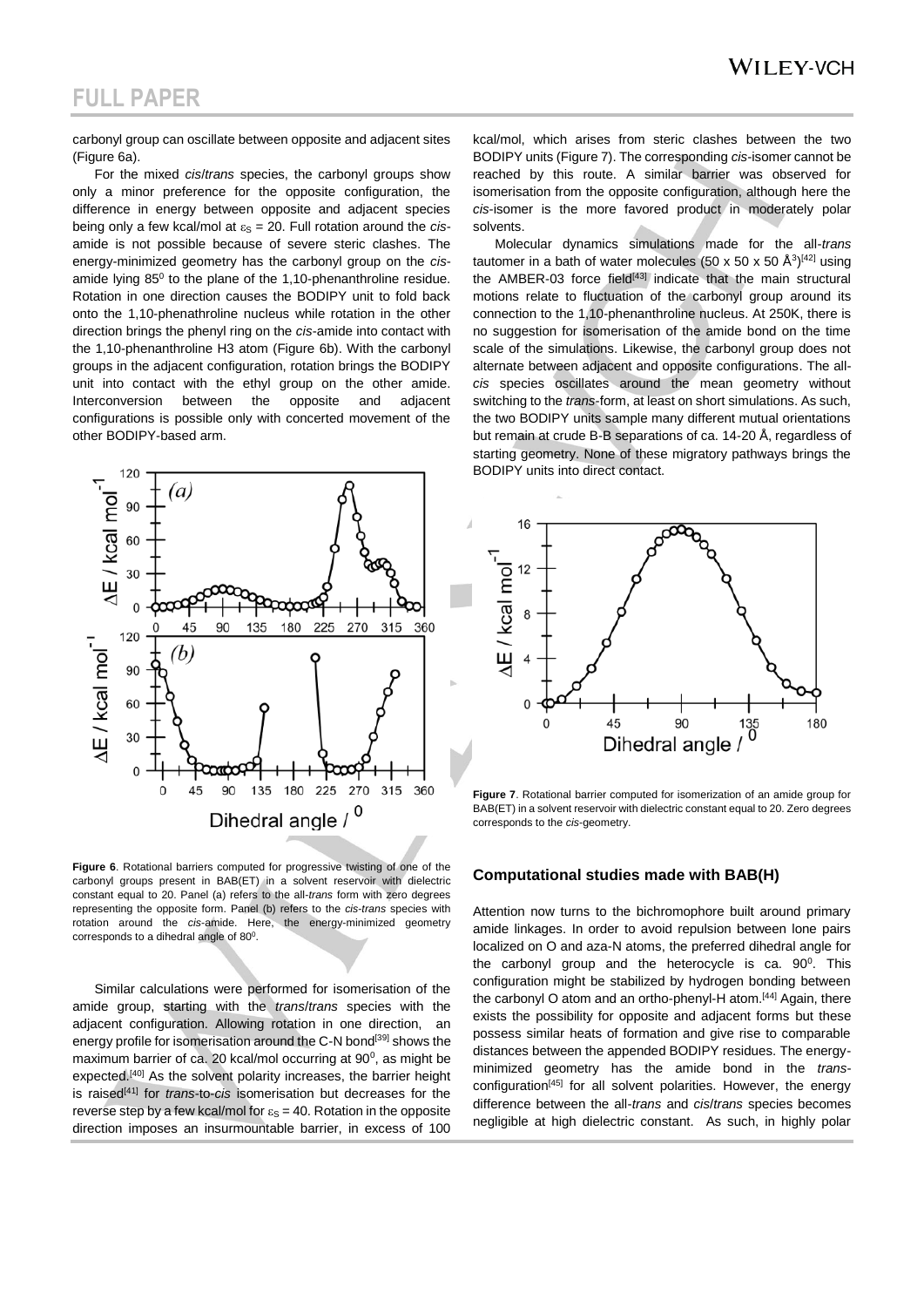carbonyl group can oscillate between opposite and adjacent sites (Figure 6a).

For the mixed *cis*/*trans* species, the carbonyl groups show only a minor preference for the opposite configuration, the difference in energy between opposite and adjacent species being only a few kcal/mol at $\varepsilon_S = 20$. Full rotation around the *cis*-amide is not possible because of severe steric clashes. The energy-minimized geometry has the carbonyl group on the *cis*-amide lying $85^0$ to the plane of the 1,10-phenanthroline residue. Rotation in one direction causes the BODIPY unit to fold back onto the 1,10-phenathroline nucleus while rotation in the other direction brings the phenyl ring on the *cis*-amide into contact with the 1,10-phenanthroline H3 atom (Figure 6b). With the carbonyl groups in the adjacent configuration, rotation brings the BODIPY unit into contact with the ethyl group on the other amide. Interconversion between the opposite and adjacent configurations is possible only with concerted movement of the other BODIPY-based arm.

**Figure 6**. Rotational barriers computed for progressive twisting of one of the carbonyl groups present in BAB(ET) in a solvent reservoir with dielectric constant equal to 20. Panel (a) refers to the all-*trans* form with zero degrees representing the opposite form. Panel (b) refers to the *cis-trans* species with rotation around the *cis*-amide. Here, the energy-minimized geometry corresponds to a dihedral angle of $80^0$.

Similar calculations were performed for isomerisation of the amide group, starting with the *trans*/*trans* species with the adjacent configuration. Allowing rotation in one direction, an energy profile for isomerisation around the C-N bond[39] shows the maximum barrier of ca. 20 kcal/mol occurring at $90^0$, as might be expected.[40] As the solvent polarity increases, the barrier height is raised[41] for *trans*-to-*cis* isomerisation but decreases for the reverse step by a few kcal/mol for $\varepsilon_S = 40$. Rotation in the opposite direction imposes an insurmountable barrier, in excess of 100 kcal/mol, which arises from steric clashes between the two BODIPY units (Figure 7). The corresponding *cis*-isomer cannot be reached by this route. A similar barrier was observed for isomerisation from the opposite configuration, although here the *cis*-isomer is the more favored product in moderately polar solvents.

Molecular dynamics simulations made for the all-*trans* tautomer in a bath of water molecules (50 x 50 x 50 $Å^3$)[42] using the AMBER-03 force field[43] indicate that the main structural motions relate to fluctuation of the carbonyl group around its connection to the 1,10-phenanthroline nucleus. At 250K, there is no suggestion for isomerisation of the amide bond on the time scale of the simulations. Likewise, the carbonyl group does not alternate between adjacent and opposite configurations. The all-*cis* species oscillates around the mean geometry without switching to the *trans*-form, at least on short simulations. As such, the two BODIPY units sample many different mutual orientations but remain at crude B-B separations of ca. 14-20 Å, regardless of starting geometry. None of these migratory pathways brings the BODIPY units into direct contact.

**Figure 7**. Rotational barrier computed for isomerization of an amide group for BAB(ET) in a solvent reservoir with dielectric constant equal to 20. Zero degrees corresponds to the *cis*-geometry.

### Computational studies made with BAB(H)

Attention now turns to the bichromophore built around primary amide linkages. In order to avoid repulsion between lone pairs localized on O and aza-N atoms, the preferred dihedral angle for the carbonyl group and the heterocycle is ca. $90^0$. This configuration might be stabilized by hydrogen bonding between the carbonyl O atom and an ortho-phenyl-H atom.[44] Again, there exists the possibility for opposite and adjacent forms but these possess similar heats of formation and give rise to comparable distances between the appended BODIPY residues. The energy-minimized geometry has the amide bond in the *trans*-configuration[45] for all solvent polarities. However, the energy difference between the all-*trans* and *cis*/*trans* species becomes negligible at high dielectric constant. As such, in highly polar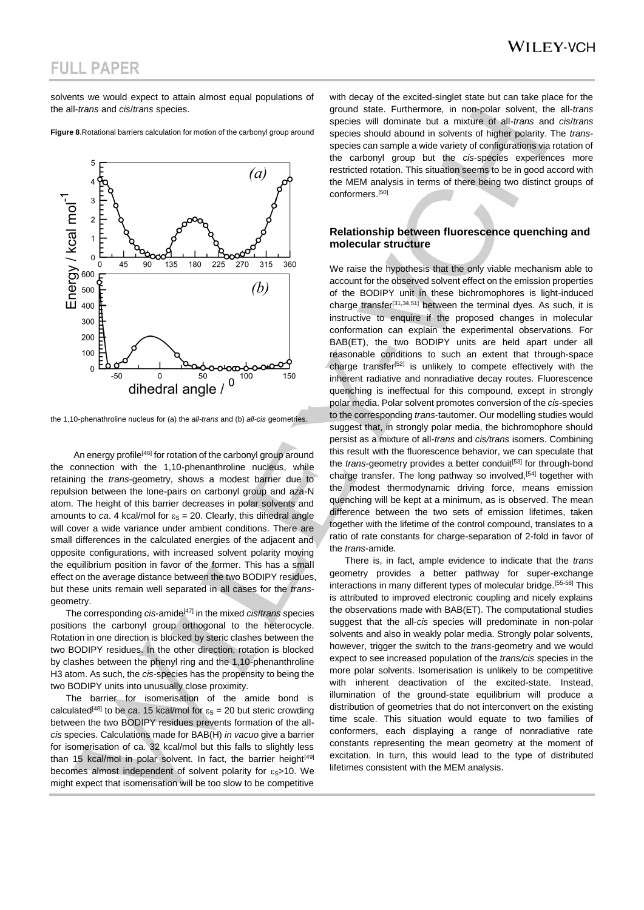solvents we would expect to attain almost equal populations of the all-*trans* and *cis*/*trans* species.

**Figure 8**.Rotational barriers calculation for motion of the carbonyl group around the 1,10-phenathroline nucleus for (a) the *all-trans* and (b) *all-cis* geometries.

An energy profile[46] for rotation of the carbonyl group around the connection with the 1,10-phenanthroline nucleus, while retaining the *trans*-geometry, shows a modest barrier due to repulsion between the lone-pairs on carbonyl group and aza-N atom. The height of this barrier decreases in polar solvents and amounts to *ca*. 4 kcal/mol for $\varepsilon_S = 20$. Clearly, this dihedral angle will cover a wide variance under ambient conditions. There are small differences in the calculated energies of the adjacent and opposite configurations, with increased solvent polarity moving the equilibrium position in favor of the former. This has a small effect on the average distance between the two BODIPY residues, but these units remain well separated in all cases for the *trans*-geometry.

The corresponding *cis*-amide[47] in the mixed *cis*/*trans* species positions the carbonyl group orthogonal to the heterocycle. Rotation in one direction is blocked by steric clashes between the two BODIPY residues. In the other direction, rotation is blocked by clashes between the phenyl ring and the 1,10-phenanthroline H3 atom. As such, the *cis*-species has the propensity to being the two BODIPY units into unusually close proximity.

The barrier for isomerisation of the amide bond is calculated[48] to be *ca*. 15 kcal/mol for $\varepsilon_S = 20$ but steric crowding between the two BODIPY residues prevents formation of the all-*cis* species. Calculations made for BAB(H) *in vacuo* give a barrier for isomerisation of ca. 32 kcal/mol but this falls to slightly less than 15 kcal/mol in polar solvent. In fact, the barrier height[49] becomes almost independent of solvent polarity for $\varepsilon_S > 10$. We might expect that isomerisation will be too slow to be competitive with decay of the excited-singlet state but can take place for the ground state. Furthermore, in non-polar solvent, the all-*trans* species will dominate but a mixture of all-*trans* and *cis*/*trans* species should abound in solvents of higher polarity. The *trans*-species can sample a wide variety of configurations via rotation of the carbonyl group but the *cis*-species experiences more restricted rotation. This situation seems to be in good accord with the MEM analysis in terms of there being two distinct groups of conformers.[50]

## Relationship between fluorescence quenching and molecular structure

We raise the hypothesis that the only viable mechanism able to account for the observed solvent effect on the emission properties of the BODIPY unit in these bichromophores is light-induced charge transfer[31,34,51] between the terminal dyes. As such, it is instructive to enquire if the proposed changes in molecular conformation can explain the experimental observations. For BAB(ET), the two BODIPY units are held apart under all reasonable conditions to such an extent that through-space charge transfer[52] is unlikely to compete effectively with the inherent radiative and nonradiative decay routes. Fluorescence quenching is ineffectual for this compound, except in strongly polar media. Polar solvent promotes conversion of the *cis*-species to the corresponding *trans*-tautomer. Our modelling studies would suggest that, in strongly polar media, the bichromophore should persist as a mixture of all-*trans* and *cis/trans* isomers. Combining this result with the fluorescence behavior, we can speculate that the *trans*-geometry provides a better conduit[53] for through-bond charge transfer. The long pathway so involved,[54] together with the modest thermodynamic driving force, means emission quenching will be kept at a minimum, as is observed. The mean difference between the two sets of emission lifetimes, taken together with the lifetime of the control compound, translates to a ratio of rate constants for charge-separation of 2-fold in favor of the *trans*-amide.

There is, in fact, ample evidence to indicate that the *trans* geometry provides a better pathway for super-exchange interactions in many different types of molecular bridge.[55-58] This is attributed to improved electronic coupling and nicely explains the observations made with BAB(ET). The computational studies suggest that the all-*cis* species will predominate in non-polar solvents and also in weakly polar media. Strongly polar solvents, however, trigger the switch to the *trans*-geometry and we would expect to see increased population of the *trans/cis* species in the more polar solvents. Isomerisation is unlikely to be competitive with inherent deactivation of the excited-state. Instead, illumination of the ground-state equilibrium will produce a distribution of geometries that do not interconvert on the existing time scale. This situation would equate to two families of conformers, each displaying a range of nonradiative rate constants representing the mean geometry at the moment of excitation. In turn, this would lead to the type of distributed lifetimes consistent with the MEM analysis.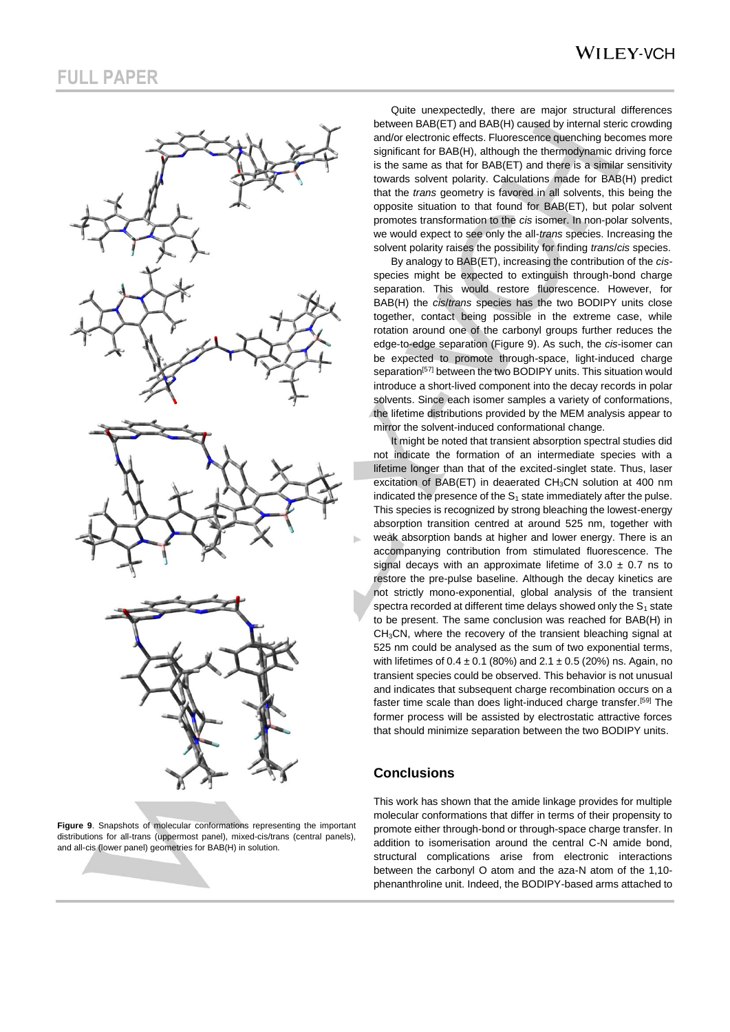Quite unexpectedly, there are major structural differences between BAB(ET) and BAB(H) caused by internal steric crowding and/or electronic effects. Fluorescence quenching becomes more significant for BAB(H), although the thermodynamic driving force is the same as that for BAB(ET) and there is a similar sensitivity towards solvent polarity. Calculations made for BAB(H) predict that the *trans* geometry is favored in all solvents, this being the opposite situation to that found for BAB(ET), but polar solvent promotes transformation to the *cis* isomer. In non-polar solvents, we would expect to see only the all-*trans* species. Increasing the solvent polarity raises the possibility for finding *trans*/*cis* species.

By analogy to BAB(ET), increasing the contribution of the *cis*-species might be expected to extinguish through-bond charge separation. This would restore fluorescence. However, for BAB(H) the *cis*/*trans* species has the two BODIPY units close together, contact being possible in the extreme case, while rotation around one of the carbonyl groups further reduces the edge-to-edge separation (Figure 9). As such, the *cis*-isomer can be expected to promote through-space, light-induced charge separation[57] between the two BODIPY units. This situation would introduce a short-lived component into the decay records in polar solvents. Since each isomer samples a variety of conformations, the lifetime distributions provided by the MEM analysis appear to mirror the solvent-induced conformational change.

It might be noted that transient absorption spectral studies did not indicate the formation of an intermediate species with a lifetime longer than that of the excited-singlet state. Thus, laser excitation of BAB(ET) in deaerated $CH_3CN$ solution at 400 nm indicated the presence of the $S_1$ state immediately after the pulse. This species is recognized by strong bleaching the lowest-energy absorption transition centred at around 525 nm, together with weak absorption bands at higher and lower energy. There is an accompanying contribution from stimulated fluorescence. The signal decays with an approximate lifetime of $3.0 \pm 0.7$ ns to restore the pre-pulse baseline. Although the decay kinetics are not strictly mono-exponential, global analysis of the transient spectra recorded at different time delays showed only the $S_1$ state to be present. The same conclusion was reached for BAB(H) in $CH_3CN$, where the recovery of the transient bleaching signal at 525 nm could be analysed as the sum of two exponential terms, with lifetimes of $0.4 \pm 0.1$ (80%) and $2.1 \pm 0.5$ (20%) ns. Again, no transient species could be observed. This behavior is not unusual and indicates that subsequent charge recombination occurs on a faster time scale than does light-induced charge transfer.[59] The former process will be assisted by electrostatic attractive forces that should minimize separation between the two BODIPY units.

**Figure 9**. Snapshots of molecular conformations representing the important distributions for all-trans (uppermost panel), mixed-cis/trans (central panels), and all-cis (lower panel) geometries for BAB(H) in solution.

## Conclusions

This work has shown that the amide linkage provides for multiple molecular conformations that differ in terms of their propensity to promote either through-bond or through-space charge transfer. In addition to isomerisation around the central C-N amide bond, structural complications arise from electronic interactions between the carbonyl O atom and the aza-N atom of the 1,10-phenanthroline unit. Indeed, the BODIPY-based arms attached to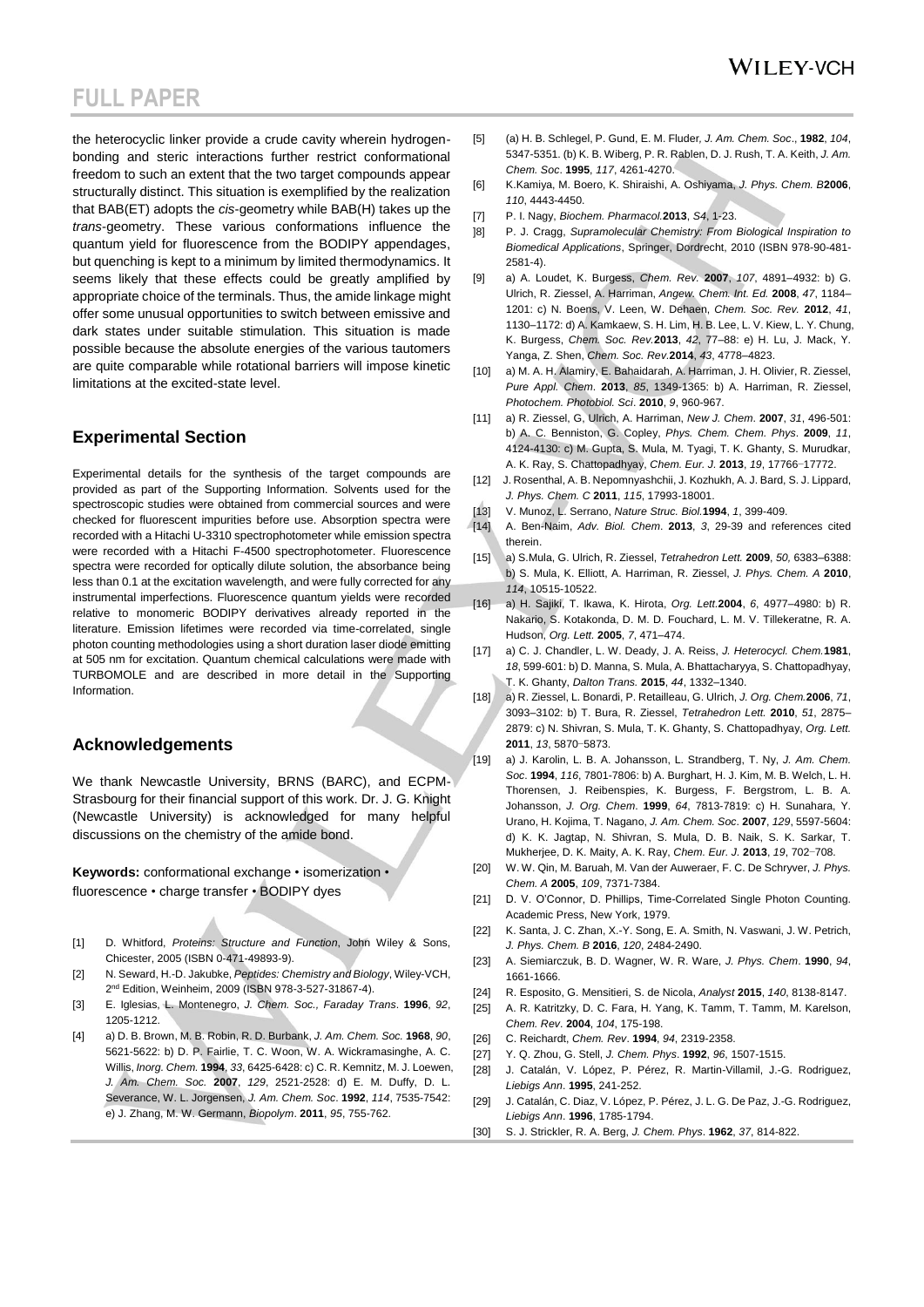the heterocyclic linker provide a crude cavity wherein hydrogen-bonding and steric interactions further restrict conformational freedom to such an extent that the two target compounds appear structurally distinct. This situation is exemplified by the realization that BAB(ET) adopts the *cis*-geometry while BAB(H) takes up the *trans*-geometry. These various conformations influence the quantum yield for fluorescence from the BODIPY appendages, but quenching is kept to a minimum by limited thermodynamics. It seems likely that these effects could be greatly amplified by appropriate choice of the terminals. Thus, the amide linkage might offer some unusual opportunities to switch between emissive and dark states under suitable stimulation. This situation is made possible because the absolute energies of the various tautomers are quite comparable while rotational barriers will impose kinetic limitations at the excited-state level.

## Experimental Section

Experimental details for the synthesis of the target compounds are provided as part of the Supporting Information. Solvents used for the spectroscopic studies were obtained from commercial sources and were checked for fluorescent impurities before use. Absorption spectra were recorded with a Hitachi U-3310 spectrophotometer while emission spectra were recorded with a Hitachi F-4500 spectrophotometer. Fluorescence spectra were recorded for optically dilute solution, the absorbance being less than 0.1 at the excitation wavelength, and were fully corrected for any instrumental imperfections. Fluorescence quantum yields were recorded relative to monomeric BODIPY derivatives already reported in the literature. Emission lifetimes were recorded via time-correlated, single photon counting methodologies using a short duration laser diode emitting at 505 nm for excitation. Quantum chemical calculations were made with TURBOMOLE and are described in more detail in the Supporting Information.

## Acknowledgements

We thank Newcastle University, BRNS (BARC), and ECPM-Strasbourg for their financial support of this work. Dr. J. G. Knight (Newcastle University) is acknowledged for many helpful discussions on the chemistry of the amide bond.

**Keywords:** conformational exchange • isomerization • fluorescence • charge transfer • BODIPY dyes

[1] D. Whitford, *Proteins: Structure and Function*, John Wiley & Sons, Chicester, 2005 (ISBN 0-471-49893-9).

[2] N. Seward, H.-D. Jakubke, *Peptides: Chemistry and Biology*, Wiley-VCH, 2nd Edition, Weinheim, 2009 (ISBN 978-3-527-31867-4).

[3] E. Iglesias, L. Montenegro, *J. Chem. Soc., Faraday Trans*. **1996**, *92*, 1205-1212.

[4] a) D. B. Brown, M. B. Robin, R. D. Burbank, *J. Am. Chem. Soc.* **1968**, *90*, 5621-5622: b) D. P. Fairlie, T. C. Woon, W. A. Wickramasinghe, A. C. Willis, *Inorg. Chem.* **1994**, *33*, 6425-6428: c) C. R. Kemnitz, M. J. Loewen, *J. Am. Chem. Soc.* **2007**, *129*, 2521-2528: d) E. M. Duffy, D. L. Severance, W. L. Jorgensen, *J. Am. Chem. Soc*. **1992**, *114*, 7535-7542: e) J. Zhang, M. W. Germann, *Biopolym*. **2011**, *95*, 755-762.

[5] (a) H. B. Schlegel, P. Gund, E. M. Fluder, *J. Am. Chem. Soc*., **1982**, *104*, 5347-5351. (b) K. B. Wiberg, P. R. Rablen, D. J. Rush, T. A. Keith, *J. Am. Chem. Soc*. **1995**, *117*, 4261-4270.

[6] K.Kamiya, M. Boero, K. Shiraishi, A. Oshiyama, *J. Phys. Chem. B***2006**, *110*, 4443-4450.

[7] P. I. Nagy, *Biochem. Pharmacol.***2013**, *S4*, 1-23.

[8] P. J. Cragg, *Supramolecular Chemistry: From Biological Inspiration to Biomedical Applications*, Springer, Dordrecht, 2010 (ISBN 978-90-481-2581-4).

[9] a) A. Loudet, K. Burgess, *Chem. Rev.* **2007**, *107*, 4891–4932: b) G. Ulrich, R. Ziessel, A. Harriman, *Angew. Chem. Int. Ed.* **2008**, *47*, 1184–1201: c) N. Boens, V. Leen, W. Dehaen, *Chem. Soc. Rev.* **2012**, *41*, 1130–1172: d) A. Kamkaew, S. H. Lim, H. B. Lee, L. V. Kiew, L. Y. Chung, K. Burgess, *Chem. Soc. Rev.***2013**, *42*, 77–88: e) H. Lu, J. Mack, Y. Yanga, Z. Shen, *Chem. Soc. Rev.***2014**, *43*, 4778–4823.

[10] a) M. A. H. Alamiry, E. Bahaidarah, A. Harriman, J. H. Olivier, R. Ziessel, *Pure Appl. Chem*. **2013**, *85*, 1349-1365: b) A. Harriman, R. Ziessel, *Photochem. Photobiol. Sci*. **2010**, *9*, 960-967.

[11] a) R. Ziessel, G. Ulrich, A. Harriman, *New J. Chem*. **2007**, *31*, 496-501: b) A. C. Benniston, G. Copley, *Phys. Chem. Chem. Phys*. **2009**, *11*, 4124-4130: c) M. Gupta, S. Mula, M. Tyagi, T. K. Ghanty, S. Murudkar, A. K. Ray, S. Chattopadhyay, *Chem. Eur. J.* **2013**, *19*, 17766–17772.

[12] J. Rosenthal, A. B. Nepomnyashchii, J. Kozhukh, A. J. Bard, S. J. Lippard, *J. Phys. Chem. C* **2011**, *115*, 17993-18001.

[13] V. Munoz, L. Serrano, *Nature Struc. Biol.***1994**, *1*, 399-409.

[14] A. Ben-Naim, *Adv. Biol. Chem*. **2013**, *3*, 29-39 and references cited therein.

[15] a) S.Mula, G. Ulrich, R. Ziessel, *Tetrahedron Lett.* **2009**, *50,* 6383–6388: b) S. Mula, K. Elliott, A. Harriman, R. Ziessel, *J. Phys. Chem. A* **2010**, *114*, 10515-10522.

[16] a) H. Sajiki, T. Ikawa, K. Hirota, *Org. Lett.***2004**, *6*, 4977–4980: b) R. Nakario, S. Kotakonda, D. M. D. Fouchard, L. M. V. Tillekeratne, R. A. Hudson, *Org. Lett.* **2005**, *7*, 471–474.

[17] a) C. J. Chandler, L. W. Deady, J. A. Reiss, *J. Heterocycl. Chem.***1981**, *18*, 599-601: b) D. Manna, S. Mula, A. Bhattacharyya, S. Chattopadhyay, T. K. Ghanty, *Dalton Trans.* **2015**, *44*, 1332–1340.

[18] a) R. Ziessel, L. Bonardi, P. Retailleau, G. Ulrich, *J. Org. Chem.***2006**, *71*, 3093–3102: b) T. Bura, R. Ziessel, *Tetrahedron Lett.* **2010**, *51*, 2875–2879: c) N. Shivran, S. Mula, T. K. Ghanty, S. Chattopadhyay, *Org. Lett.* **2011**, *13*, 5870–5873.

[19] a) J. Karolin, L. B. A. Johansson, L. Strandberg, T. Ny, *J. Am. Chem. Soc*. **1994**, *116*, 7801-7806: b) A. Burghart, H. J. Kim, M. B. Welch, L. H. Thorensen, J. Reibenspies, K. Burgess, F. Bergstrom, L. B. A. Johansson, *J. Org. Chem*. **1999**, *64*, 7813-7819: c) H. Sunahara, Y. Urano, H. Kojima, T. Nagano, *J. Am. Chem. Soc*. **2007**, *129*, 5597-5604: d) K. K. Jagtap, N. Shivran, S. Mula, D. B. Naik, S. K. Sarkar, T. Mukherjee, D. K. Maity, A. K. Ray, *Chem. Eur. J.* **2013**, *19*, 702–708.

[20] W. W. Qin, M. Baruah, M. Van der Auweraer, F. C. De Schryver, *J. Phys. Chem. A* **2005**, *109*, 7371-7384.

[21] D. V. O'Connor, D. Phillips, Time-Correlated Single Photon Counting. Academic Press, New York, 1979.

[22] K. Santa, J. C. Zhan, X.-Y. Song, E. A. Smith, N. Vaswani, J. W. Petrich, *J. Phys. Chem. B* **2016**, *120*, 2484-2490.

[23] A. Siemiarczuk, B. D. Wagner, W. R. Ware, *J. Phys. Chem*. **1990**, *94*, 1661-1666.

[24] R. Esposito, G. Mensitieri, S. de Nicola, *Analyst* **2015**, *140*, 8138-8147.

[25] A. R. Katritzky, D. C. Fara, H. Yang, K. Tamm, T. Tamm, M. Karelson, *Chem. Rev*. **2004**, *104*, 175-198.

[26] C. Reichardt, *Chem. Rev*. **1994**, *94*, 2319-2358.

[27] Y. Q. Zhou, G. Stell, *J. Chem. Phys*. **1992**, *96*, 1507-1515.

[28] J. Catalán, V. López, P. Pérez, R. Martin-Villamil, J.-G. Rodriguez, *Liebigs Ann*. **1995**, 241-252.

[29] J. Catalán, C. Diaz, V. López, P. Pérez, J. L. G. De Paz, J.-G. Rodriguez, *Liebigs Ann*. **1996**, 1785-1794.

[30] S. J. Strickler, R. A. Berg, *J. Chem. Phys*. **1962**, *37*, 814-822.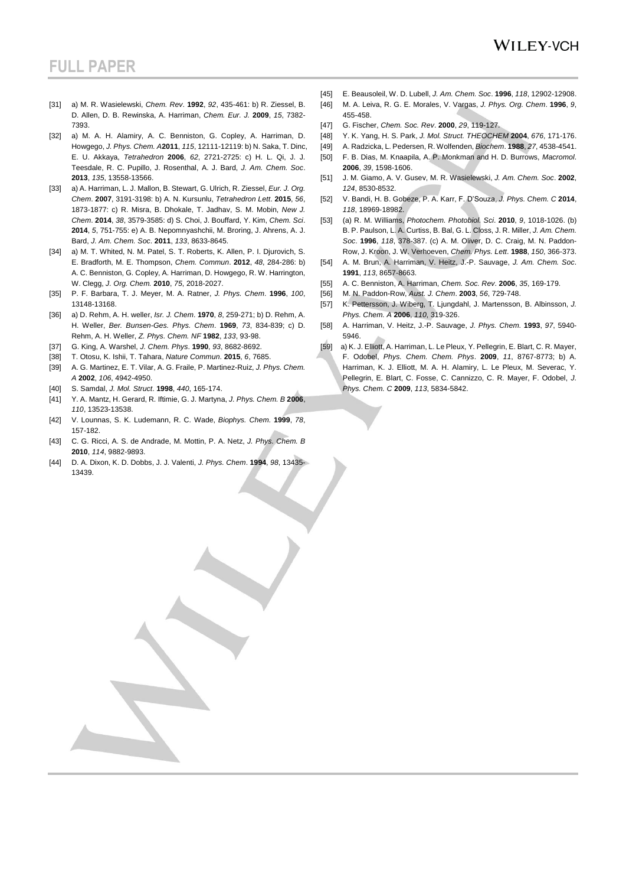[31] a) M. R. Wasielewski, *Chem. Rev*. **1992**, *92*, 435-461: b) R. Ziessel, B. D. Allen, D. B. Rewinska, A. Harriman, *Chem. Eur. J.* **2009**, *15*, 7382-7393.

[32] a) M. A. H. Alamiry, A. C. Benniston, G. Copley, A. Harriman, D. Howgego, *J. Phys. Chem. A* **2011**, *115*, 12111-12119: b) N. Saka, T. Dinc, E. U. Akkaya, *Tetrahedron* **2006**, *62*, 2721-2725: c) H. L. Qi, J. J. Teesdale, R. C. Pupillo, J. Rosenthal, A. J. Bard, *J. Am. Chem. Soc*. **2013**, *135*, 13558-13566.

[33] a) A. Harriman, L. J. Mallon, B. Stewart, G. Ulrich, R. Ziessel, *Eur. J. Org. Chem*. **2007**, 3191-3198: b) A. N. Kursunlu, *Tetrahedron Lett*. **2015**, *56*, 1873-1877: c) R. Misra, B. Dhokale, T. Jadhav, S. M. Mobin, *New J. Chem*. **2014**, *38*, 3579-3585: d) S. Choi, J. Bouffard, Y. Kim, *Chem. Sci*. **2014**, *5*, 751-755: e) A. B. Nepomnyashchii, M. Broring, J. Ahrens, A. J. Bard, *J. Am. Chem. Soc*. **2011**, *133*, 8633-8645.

[34] a) M. T. Whited, N. M. Patel, S. T. Roberts, K. Allen, P. I. Djurovich, S. E. Bradforth, M. E. Thompson, *Chem. Commun*. **2012**, *48*, 284-286: b) A. C. Benniston, G. Copley, A. Harriman, D. Howgego, R. W. Harrington, W. Clegg, *J. Org. Chem.* **2010**, *75*, 2018-2027.

[35] P. F. Barbara, T. J. Meyer, M. A. Ratner, *J. Phys. Chem*. **1996**, *100*, 13148-13168.

[36] a) D. Rehm, A. H. weller, *Isr. J. Chem*. **1970**, *8*, 259-271; b) D. Rehm, A. H. Weller, *Ber. Bunsen-Ges. Phys. Chem*. **1969**, *73*, 834-839; c) D. Rehm, A. H. Weller, *Z. Phys. Chem. NF* **1982**, *133*, 93-98.

[37] G. King, A. Warshel, *J. Chem. Phys*. **1990**, *93*, 8682-8692.

[38] T. Otosu, K. Ishii, T. Tahara, *Nature Commun*. **2015**, *6*, 7685.

[39] A. G. Martinez, E. T. Vilar, A. G. Fraile, P. Martinez-Ruiz, *J. Phys. Chem. A* **2002**, *106*, 4942-4950.

[40] S. Samdal, *J. Mol. Struct*. **1998**, *440*, 165-174.

[41] Y. A. Mantz, H. Gerard, R. Iftimie, G. J. Martyna, *J. Phys. Chem. B* **2006**, *110*, 13523-13538.

[42] V. Lounnas, S. K. Ludemann, R. C. Wade, *Biophys. Chem.* **1999**, *78*, 157-182.

[43] C. G. Ricci, A. S. de Andrade, M. Mottin, P. A. Netz, *J. Phys. Chem. B* **2010**, *114*, 9882-9893.

[44] D. A. Dixon, K. D. Dobbs, J. J. Valenti, *J. Phys. Chem*. **1994**, *98*, 13435-13439.

[45] E. Beausoleil, W. D. Lubell, *J. Am. Chem. Soc*. **1996**, *118*, 12902-12908.

[46] M. A. Leiva, R. G. E. Morales, V. Vargas, *J. Phys. Org. Chem*. **1996**, *9*, 455-458.

[47] G. Fischer, *Chem. Soc. Rev*. **2000**, *29*, 119-127.

[48] Y. K. Yang, H. S. Park, *J. Mol. Struct. THEOCHEM* **2004**, *676*, 171-176.

[49] A. Radzicka, L. Pedersen, R. Wolfenden, *Biochem*. **1988**, *27*, 4538-4541.

[50] F. B. Dias, M. Knaapila, A. P. Monkman and H. D. Burrows, *Macromol*. **2006**, *39*, 1598-1606.

[51] J. M. Giamo, A. V. Gusev, M. R. Wasielewski, *J. Am. Chem. Soc*. **2002**, *124*, 8530-8532.

[52] V. Bandi, H. B. Gobeze, P. A. Karr, F. D'Souza, *J. Phys. Chem. C* **2014**, *118*, 18969-18982.

[53] (a) R. M. Williams, *Photochem. Photobiol. Sci*. **2010**, *9*, 1018-1026. (b) B. P. Paulson, L. A. Curtiss, B. Bal, G. L. Closs, J. R. Miller, *J. Am. Chem. Soc.* **1996**, *118*, 378-387. (c) A. M. Oliver, D. C. Craig, M. N. Paddon-Row, J. Kroon, J. W. Verhoeven, *Chem. Phys. Lett*. **1988**, *150*, 366-373.

[54] A. M. Brun, A. Harriman, V. Heitz, J.-P. Sauvage, *J. Am. Chem. Soc*. **1991**, *113*, 8657-8663.

[55] A. C. Benniston, A. Harriman, *Chem. Soc. Rev*. **2006**, *35*, 169-179.

[56] M. N. Paddon-Row, *Aust. J. Chem*. **2003**, *56*, 729-748.

[57] K. Pettersson, J. Wiberg, T. Ljungdahl, J. Martensson, B. Albinsson, *J. Phys. Chem. A* **2006**, *110*, 319-326.

[58] A. Harriman, V. Heitz, J.-P. Sauvage, *J. Phys. Chem*. **1993**, *97*, 5940-5946.

[59] a) K. J. Elliott, A. Harriman, L. Le Pleux, Y. Pellegrin, E. Blart, C. R. Mayer, F. Odobel, *Phys. Chem. Chem. Phys*. **2009**, *11*, 8767-8773; b) A. Harriman, K. J. Elliott, M. A. H. Alamiry, L. Le Pleux, M. Severac, Y. Pellegrin, E. Blart, C. Fosse, C. Cannizzo, C. R. Mayer, F. Odobel, *J. Phys. Chem. C* **2009**, *113*, 5834-5842.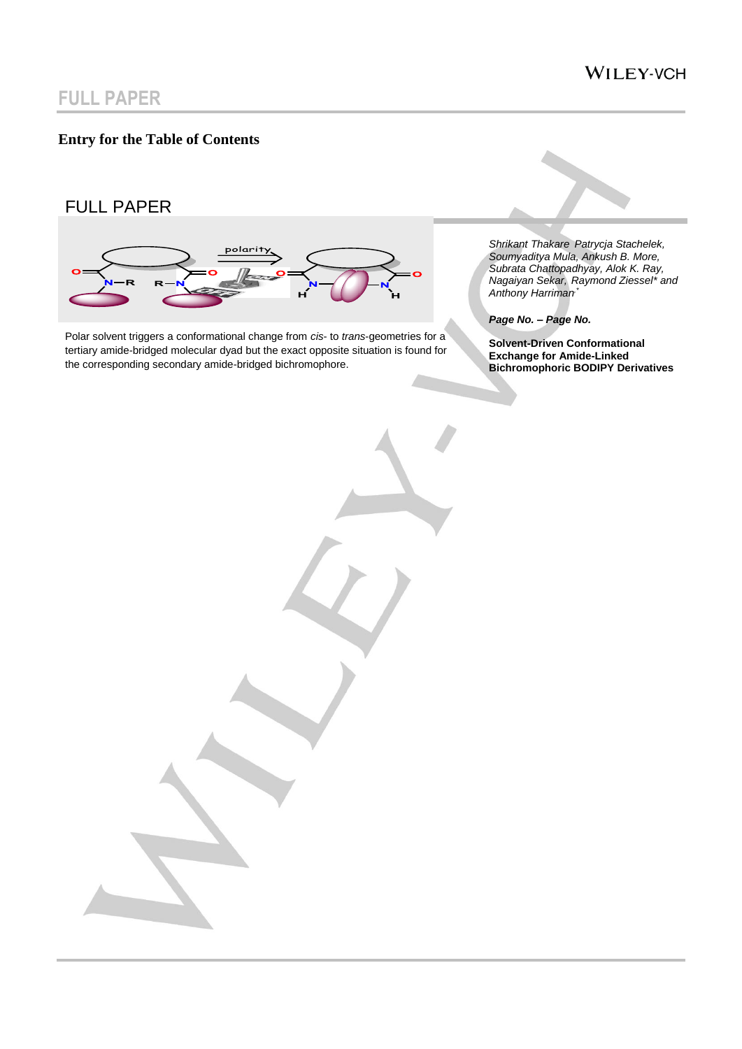## Entry for the Table of Contents

FULL PAPER

Polar solvent triggers a conformational change from *cis*- to *trans*-geometries for a tertiary amide-bridged molecular dyad but the exact opposite situation is found for the corresponding secondary amide-bridged bichromophore.

*Shrikant Thakare Patrycja Stachelek, Soumyaditya Mula, Ankush B. More, Subrata Chattopadhyay, Alok K. Ray, Nagaiyan Sekar, Raymond Ziessel\* and Anthony Harriman\**

***Page No. – Page No.***

**Solvent-Driven Conformational Exchange for Amide-Linked Bichromophoric BODIPY Derivatives**